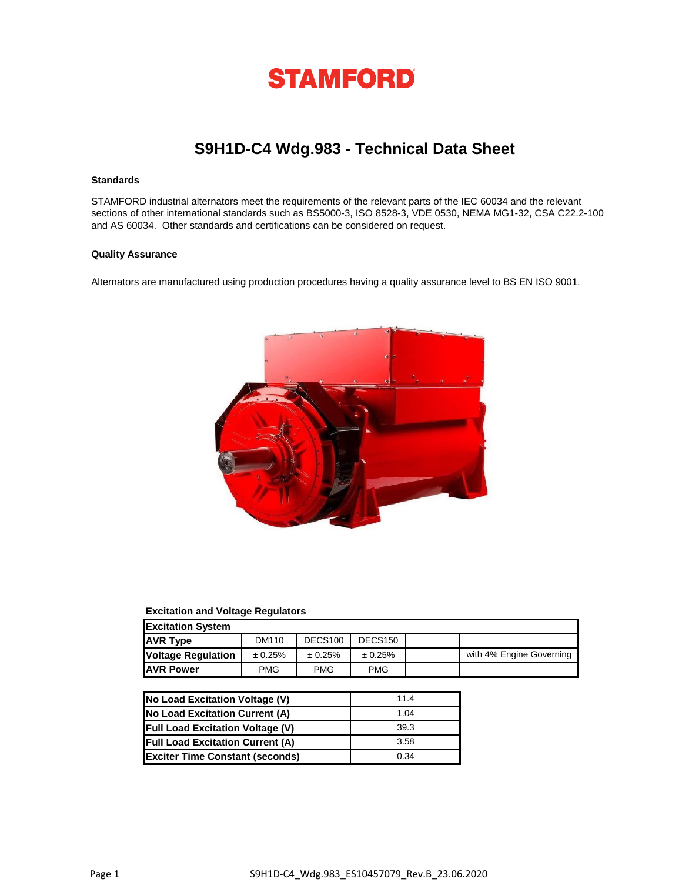# STAMFORD

## S9H1D-C4 Wdg.983 - Technical Data Sheet

### Standards

STAMFORD industrial alternators meet the requirements of the relevant parts of the IEC 60034 and the relevant sections of other international standards such as BS5000-3, ISO 8528-3, VDE 0530, NEMA MG1-32, CSA C22.2-100 and AS 60034. Other standards and certifications can be considered on request.

### Quality Assurance

Alternators are manufactured using production procedures having a quality assurance level to BS EN ISO 9001.

**Excitation and Voltage Regulators**

| Excitation System | | | | | |
|---|---|---|---|---|---|
| **AVR Type** | DM110 | DECS100 | DECS150 | | |
| **Voltage Regulation** | ± 0.25% | ± 0.25% | ± 0.25% | | with 4% Engine Governing |
| **AVR Power** | PMG | PMG | PMG | | |

| | |
|---|---|
| **No Load Excitation Voltage (V)** | 11.4 |
| **No Load Excitation Current (A)** | 1.04 |
| **Full Load Excitation Voltage (V)** | 39.3 |
| **Full Load Excitation Current (A)** | 3.58 |
| **Exciter Time Constant (seconds)** | 0.34 |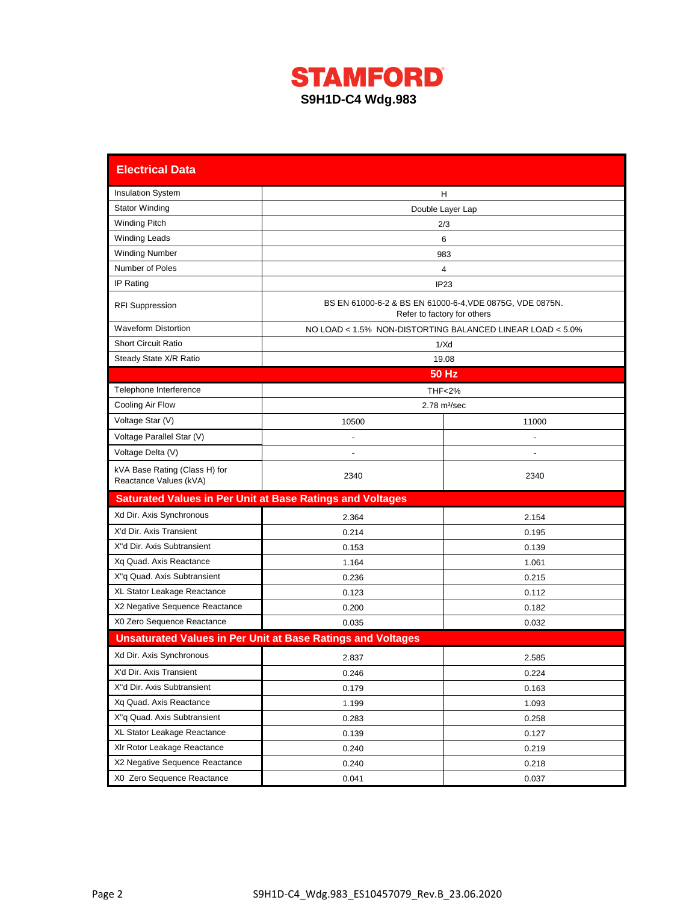# STAMFORD

## S9H1D-C4 Wdg.983

### Electrical Data

| | | |
|---|---|---|
| Insulation System | H | |
| Stator Winding | Double Layer Lap | |
| Winding Pitch | 2/3 | |
| Winding Leads | 6 | |
| Winding Number | 983 | |
| Number of Poles | 4 | |
| IP Rating | IP23 | |
| RFI Suppression | BS EN 61000-6-2 & BS EN 61000-6-4,VDE 0875G, VDE 0875N. Refer to factory for others | |
| Waveform Distortion | NO LOAD < 1.5% NON-DISTORTING BALANCED LINEAR LOAD < 5.0% | |
| Short Circuit Ratio | 1/Xd | |
| Steady State X/R Ratio | 19.08 | |
| | **50 Hz** | |
| Telephone Interference | THF<2% | |
| Cooling Air Flow | 2.78 m³/sec | |
| Voltage Star (V) | 10500 | 11000 |
| Voltage Parallel Star (V) | - | - |
| Voltage Delta (V) | - | - |
| kVA Base Rating (Class H) for Reactance Values (kVA) | 2340 | 2340 |
| **Saturated Values in Per Unit at Base Ratings and Voltages** | | |
| Xd Dir. Axis Synchronous | 2.364 | 2.154 |
| X'd Dir. Axis Transient | 0.214 | 0.195 |
| X"d Dir. Axis Subtransient | 0.153 | 0.139 |
| Xq Quad. Axis Reactance | 1.164 | 1.061 |
| X"q Quad. Axis Subtransient | 0.236 | 0.215 |
| XL Stator Leakage Reactance | 0.123 | 0.112 |
| X2 Negative Sequence Reactance | 0.200 | 0.182 |
| X0 Zero Sequence Reactance | 0.035 | 0.032 |
| **Unsaturated Values in Per Unit at Base Ratings and Voltages** | | |
| Xd Dir. Axis Synchronous | 2.837 | 2.585 |
| X'd Dir. Axis Transient | 0.246 | 0.224 |
| X"d Dir. Axis Subtransient | 0.179 | 0.163 |
| Xq Quad. Axis Reactance | 1.199 | 1.093 |
| X"q Quad. Axis Subtransient | 0.283 | 0.258 |
| XL Stator Leakage Reactance | 0.139 | 0.127 |
| Xlr Rotor Leakage Reactance | 0.240 | 0.219 |
| X2 Negative Sequence Reactance | 0.240 | 0.218 |
| X0 Zero Sequence Reactance | 0.041 | 0.037 |

S9H1D-C4_Wdg.983_ES10457079_Rev.B_23.06.2020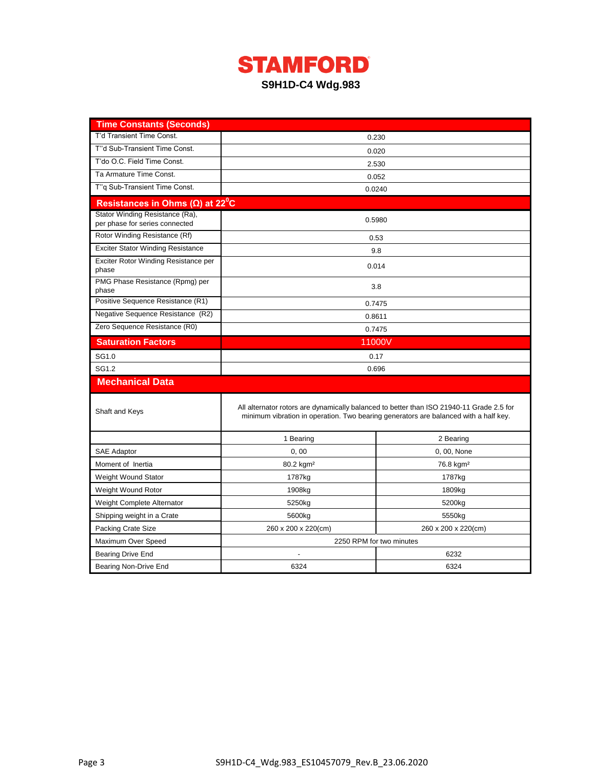# STAMFORD

**S9H1D-C4 Wdg.983**

| Time Constants (Seconds) | | |
|---|---|---|
| T'd Transient Time Const. | 0.230 | |
| T''d Sub-Transient Time Const. | 0.020 | |
| T'do O.C. Field Time Const. | 2.530 | |
| Ta Armature Time Const. | 0.052 | |
| T''q Sub-Transient Time Const. | 0.0240 | |
| **Resistances in Ohms (Ω) at 22°C** | | |
| Stator Winding Resistance (Ra), per phase for series connected | 0.5980 | |
| Rotor Winding Resistance (Rf) | 0.53 | |
| Exciter Stator Winding Resistance | 9.8 | |
| Exciter Rotor Winding Resistance per phase | 0.014 | |
| PMG Phase Resistance (Rpmg) per phase | 3.8 | |
| Positive Sequence Resistance (R1) | 0.7475 | |
| Negative Sequence Resistance (R2) | 0.8611 | |
| Zero Sequence Resistance (R0) | 0.7475 | |
| **Saturation Factors** | **11000V** | |
| SG1.0 | 0.17 | |
| SG1.2 | 0.696 | |
| **Mechanical Data** | | |
| Shaft and Keys | All alternator rotors are dynamically balanced to better than ISO 21940-11 Grade 2.5 for minimum vibration in operation. Two bearing generators are balanced with a half key. | |
| | 1 Bearing | 2 Bearing |
| SAE Adaptor | 0, 00 | 0, 00, None |
| Moment of Inertia | 80.2 kgm² | 76.8 kgm² |
| Weight Wound Stator | 1787kg | 1787kg |
| Weight Wound Rotor | 1908kg | 1809kg |
| Weight Complete Alternator | 5250kg | 5200kg |
| Shipping weight in a Crate | 5600kg | 5550kg |
| Packing Crate Size | 260 x 200 x 220(cm) | 260 x 200 x 220(cm) |
| Maximum Over Speed | 2250 RPM for two minutes | |
| Bearing Drive End | - | 6232 |
| Bearing Non-Drive End | 6324 | 6324 |

S9H1D-C4_Wdg.983_ES10457079_Rev.B_23.06.2020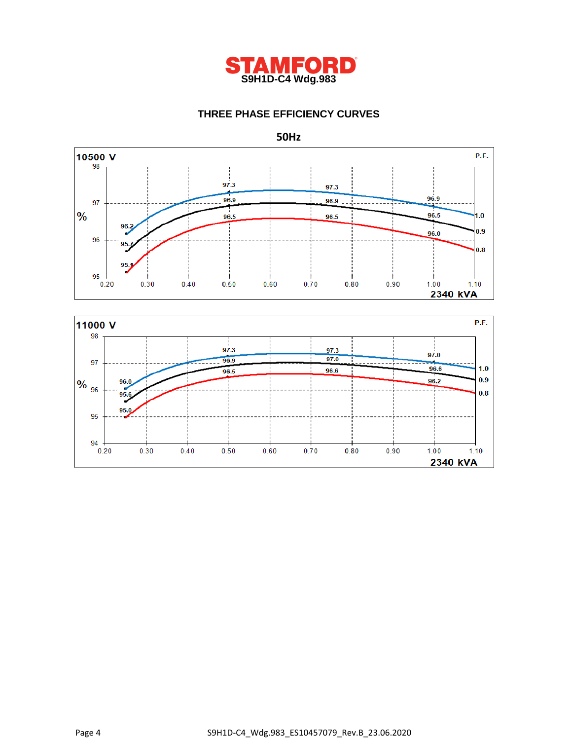# STAMFORD

**S9H1D-C4 Wdg.983**

## THREE PHASE EFFICIENCY CURVES

**50Hz**

**10500 V**

P.F.

%

98
97
96
95

97.3
97.3
96.9
96.9
96.9
96.5
96.5
96.5
96.2
95.7
95.1
96.0

1.0
0.9
0.8

0.20 0.30 0.40 0.50 0.60 0.70 0.80 0.90 1.00 1.10

**2340 kVA**

**11000 V**

P.F.

%

98
97
96
95
94

97.3
97.3
97.0
96.9
97.0
96.5
96.6
96.6
96.2
96.0
95.6
95.0

1.0
0.9
0.8

0.20 0.30 0.40 0.50 0.60 0.70 0.80 0.90 1.00 1.10

**2340 kVA**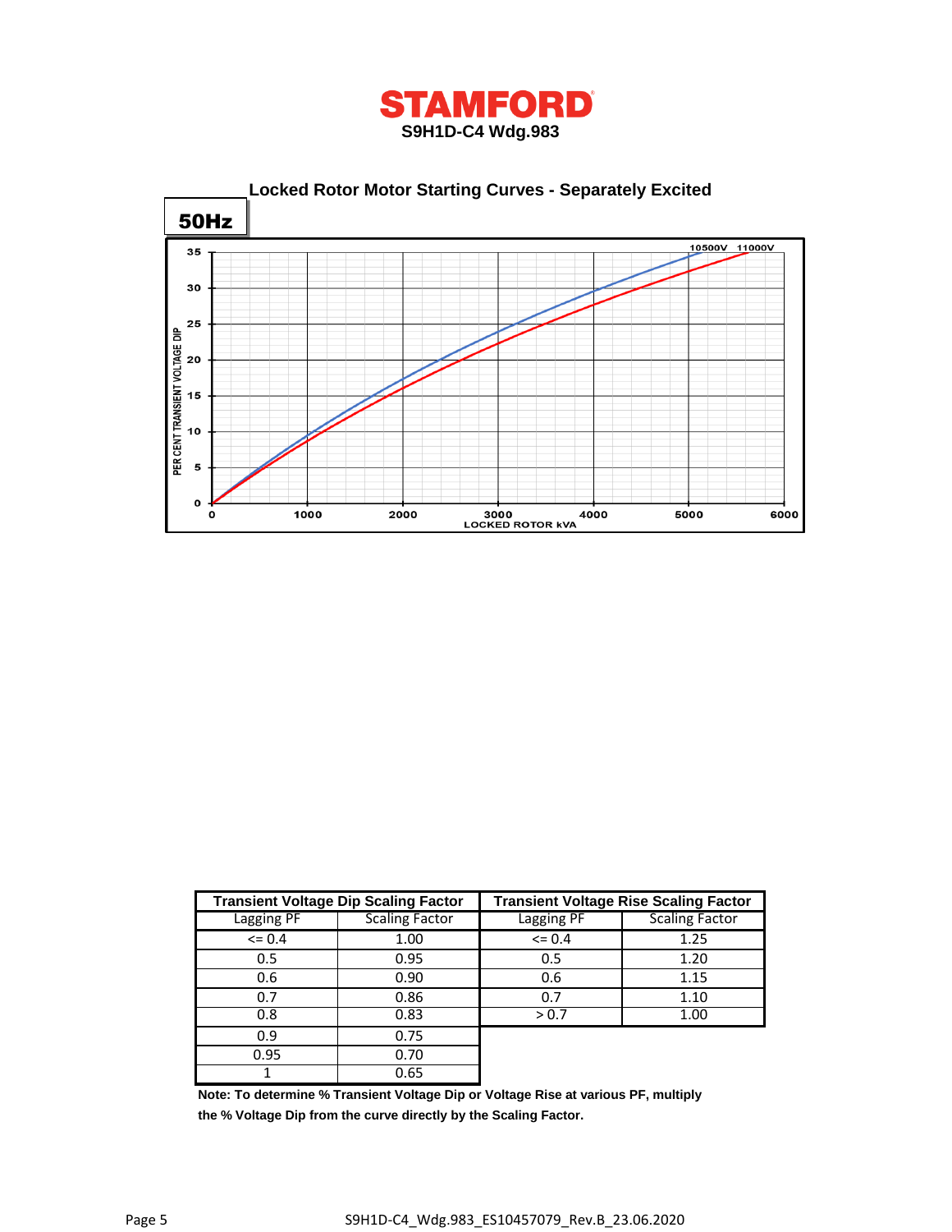# STAMFORD

**S9H1D-C4 Wdg.983**

## Locked Rotor Motor Starting Curves - Separately Excited

**50Hz**

10500V 11000V

PER CENT TRANSIENT VOLTAGE DIP

0 5 10 15 20 25 30 35

0 1000 2000 3000 4000 5000 6000

LOCKED ROTOR kVA

| Transient Voltage Dip Scaling Factor | | Transient Voltage Rise Scaling Factor | |
|---|---|---|---|
| Lagging PF | Scaling Factor | Lagging PF | Scaling Factor |
| <= 0.4 | 1.00 | <= 0.4 | 1.25 |
| 0.5 | 0.95 | 0.5 | 1.20 |
| 0.6 | 0.90 | 0.6 | 1.15 |
| 0.7 | 0.86 | 0.7 | 1.10 |
| 0.8 | 0.83 | > 0.7 | 1.00 |
| 0.9 | 0.75 | | |
| 0.95 | 0.70 | | |
| 1 | 0.65 | | |

**Note: To determine % Transient Voltage Dip or Voltage Rise at various PF, multiply the % Voltage Dip from the curve directly by the Scaling Factor.**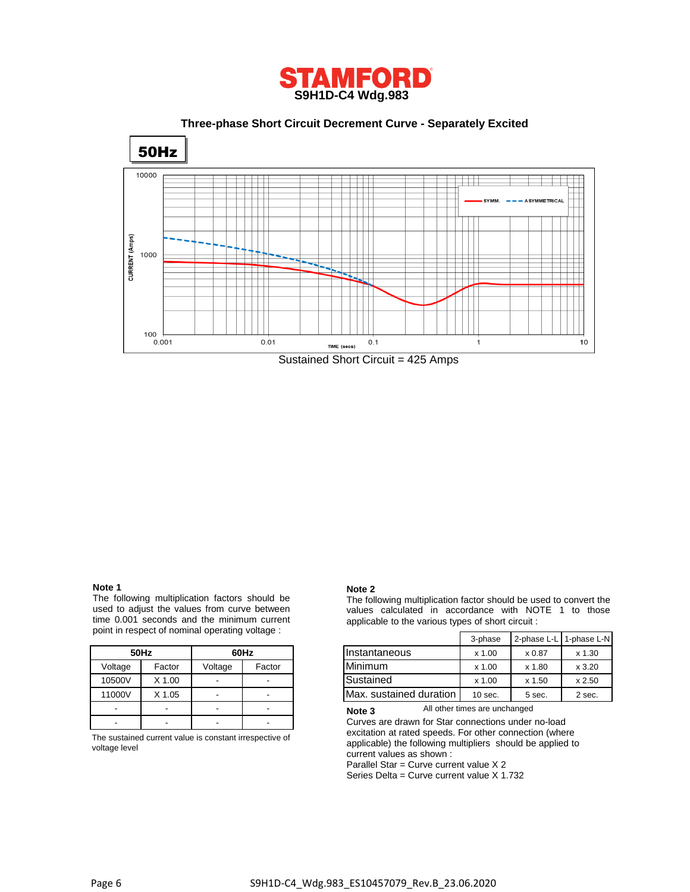# STAMFORD

**S9H1D-C4 Wdg.983**

### Three-phase Short Circuit Decrement Curve - Separately Excited

**50Hz**

10000
1000
100
CURRENT (Amps)
0.001
0.01
0.1
1
10
TIME (secs)
SYMM.
ASYMMETRICAL

Sustained Short Circuit = 425 Amps

**Note 1**

The following multiplication factors should be used to adjust the values from curve between time 0.001 seconds and the minimum current point in respect of nominal operating voltage :

| 50Hz | | 60Hz | |
|---|---|---|---|
| Voltage | Factor | Voltage | Factor |
| 10500V | X 1.00 | - | - |
| 11000V | X 1.05 | - | - |
| - | - | - | - |
| - | - | - | - |

The sustained current value is constant irrespective of voltage level

**Note 2**

The following multiplication factor should be used to convert the values calculated in accordance with NOTE 1 to those applicable to the various types of short circuit :

| | 3-phase | 2-phase L-L | 1-phase L-N |
|---|---|---|---|
| Instantaneous | x 1.00 | x 0.87 | x 1.30 |
| Minimum | x 1.00 | x 1.80 | x 3.20 |
| Sustained | x 1.00 | x 1.50 | x 2.50 |
| Max. sustained duration | 10 sec. | 5 sec. | 2 sec. |

All other times are unchanged

**Note 3**

Curves are drawn for Star connections under no-load excitation at rated speeds. For other connection (where applicable) the following multipliers should be applied to current values as shown :

Parallel Star = Curve current value X 2

Series Delta = Curve current value X 1.732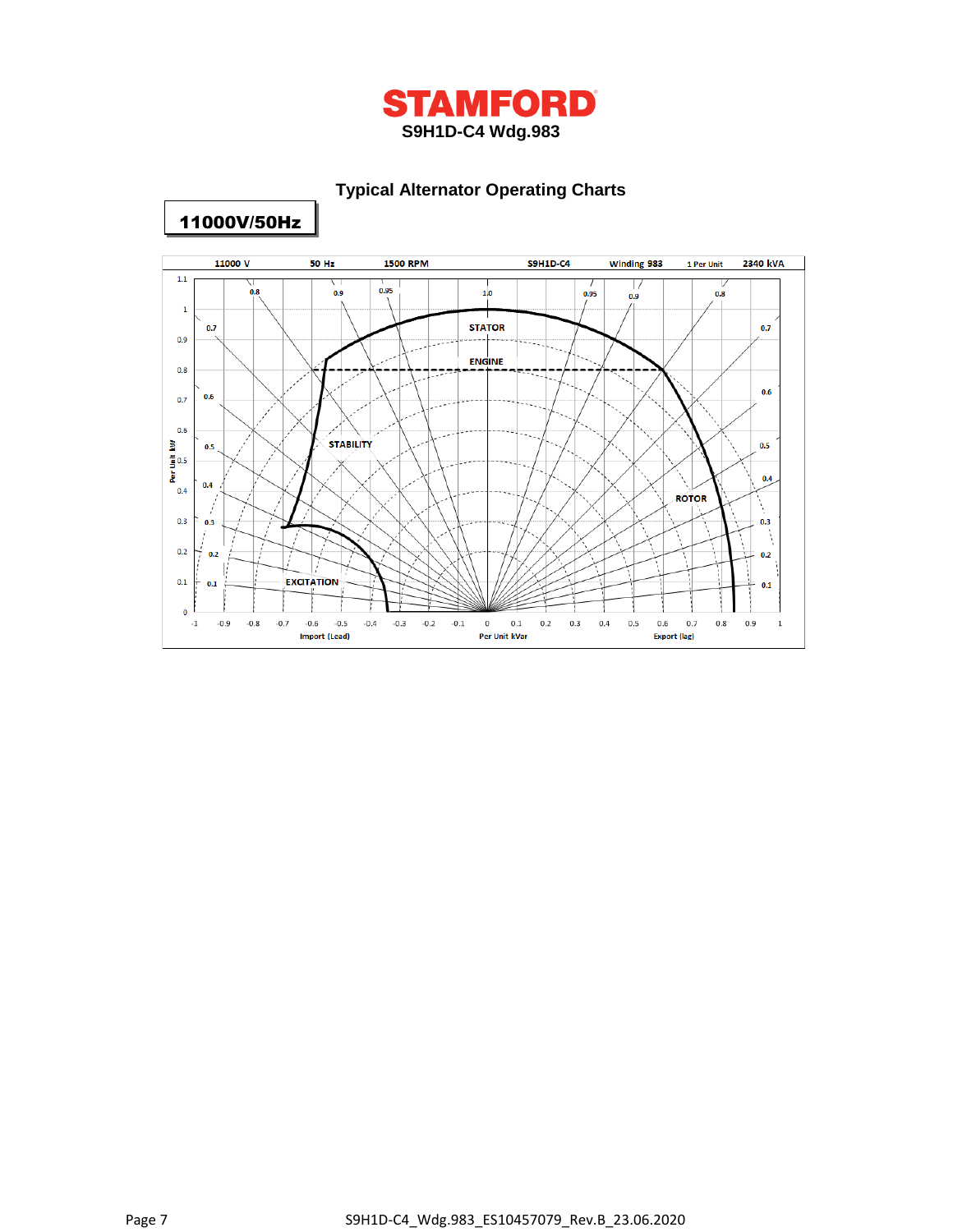# STAMFORD

**S9H1D-C4 Wdg.983**

## Typical Alternator Operating Charts

**11000V/50Hz**

11000 V
50 Hz
1500 RPM
S9H1D-C4
Winding 983
1 Per Unit
2340 kVA

STATOR
ENGINE
STABILITY
ROTOR
EXCITATION

0.8
0.9
0.95
1.0
0.95
0.9
0.8
0.7
0.7
0.6
0.6
0.5
0.5
0.4
0.4
0.3
0.3
0.2
0.2
0.1
0.1

Per Unit kW
1.1
1
0.9
0.8
0.7
0.6
0.5
0.4
0.3
0.2
0.1
0

-1
-0.9
-0.8
-0.7
-0.6
-0.5
-0.4
-0.3
-0.2
-0.1
0
0.1
0.2
0.3
0.4
0.5
0.6
0.7
0.8
0.9
1

Import (Lead)
Per Unit kVar
Export (lag)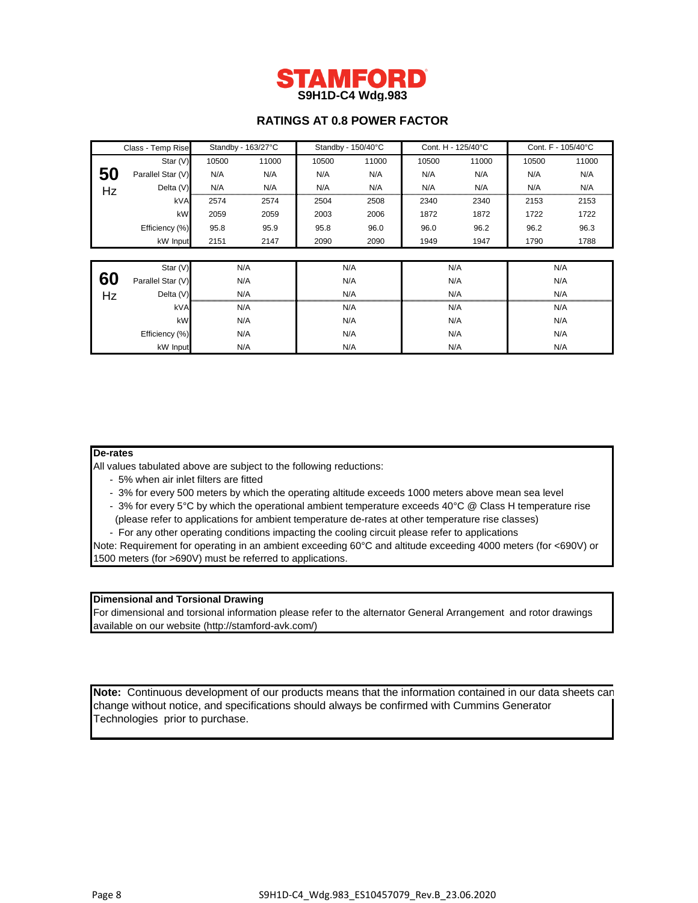# STAMFORD

**S9H1D-C4 Wdg.983**

## RATINGS AT 0.8 POWER FACTOR

| | Class - Temp Rise | Standby - 163/27°C | | Standby - 150/40°C | | Cont. H - 125/40°C | | Cont. F - 105/40°C | |
|---|---|---|---|---|---|---|---|---|---|
| **50 Hz** | Star (V) | 10500 | 11000 | 10500 | 11000 | 10500 | 11000 | 10500 | 11000 |
| | Parallel Star (V) | N/A | N/A | N/A | N/A | N/A | N/A | N/A | N/A |
| | Delta (V) | N/A | N/A | N/A | N/A | N/A | N/A | N/A | N/A |
| | kVA | 2574 | 2574 | 2504 | 2508 | 2340 | 2340 | 2153 | 2153 |
| | kW | 2059 | 2059 | 2003 | 2006 | 1872 | 1872 | 1722 | 1722 |
| | Efficiency (%) | 95.8 | 95.9 | 95.8 | 96.0 | 96.0 | 96.2 | 96.2 | 96.3 |
| | kW Input | 2151 | 2147 | 2090 | 2090 | 1949 | 1947 | 1790 | 1788 |

| | | Standby - 163/27°C | Standby - 150/40°C | Cont. H - 125/40°C | Cont. F - 105/40°C |
|---|---|---|---|---|---|
| **60 Hz** | Star (V) | N/A | N/A | N/A | N/A |
| | Parallel Star (V) | N/A | N/A | N/A | N/A |
| | Delta (V) | N/A | N/A | N/A | N/A |
| | kVA | N/A | N/A | N/A | N/A |
| | kW | N/A | N/A | N/A | N/A |
| | Efficiency (%) | N/A | N/A | N/A | N/A |
| | kW Input | N/A | N/A | N/A | N/A |

**De-rates**

All values tabulated above are subject to the following reductions:

- 5% when air inlet filters are fitted
- 3% for every 500 meters by which the operating altitude exceeds 1000 meters above mean sea level
- 3% for every 5°C by which the operational ambient temperature exceeds 40°C @ Class H temperature rise (please refer to applications for ambient temperature de-rates at other temperature rise classes)
- For any other operating conditions impacting the cooling circuit please refer to applications

Note: Requirement for operating in an ambient exceeding 60°C and altitude exceeding 4000 meters (for <690V) or 1500 meters (for >690V) must be referred to applications.

**Dimensional and Torsional Drawing**

For dimensional and torsional information please refer to the alternator General Arrangement and rotor drawings available on our website (http://stamford-avk.com/)

**Note:** Continuous development of our products means that the information contained in our data sheets can change without notice, and specifications should always be confirmed with Cummins Generator Technologies prior to purchase.

S9H1D-C4_Wdg.983_ES10457079_Rev.B_23.06.2020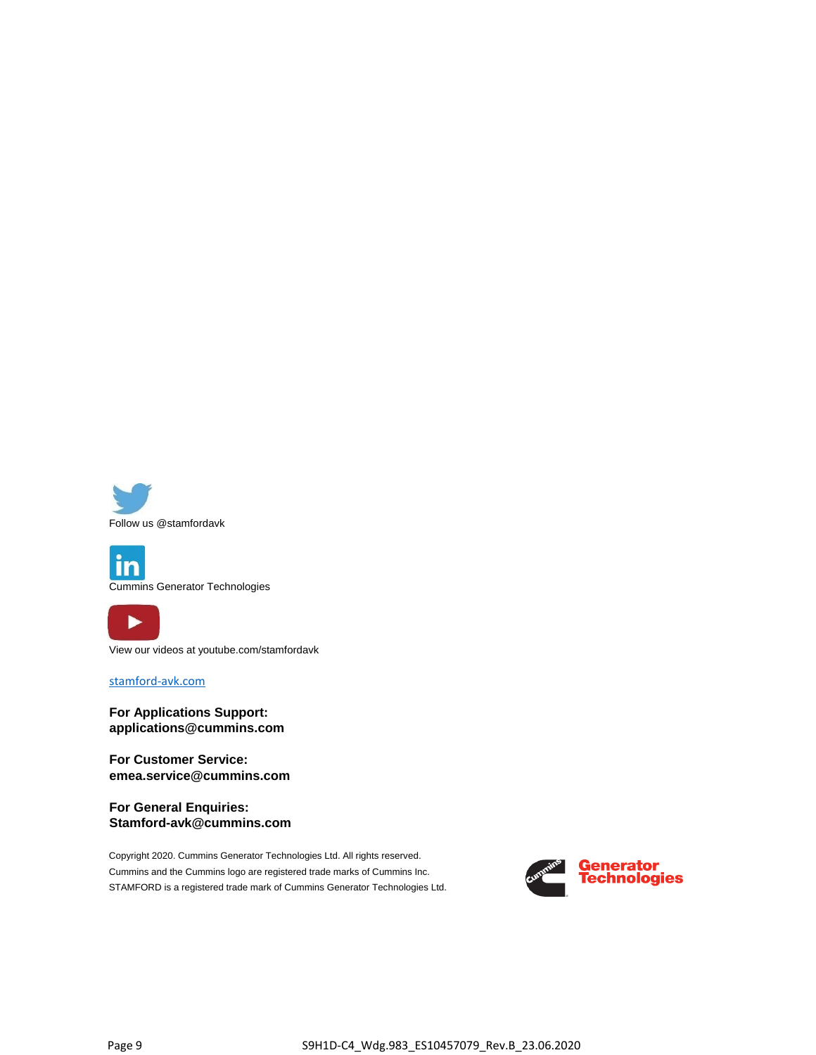Follow us @stamfordavk

Cummins Generator Technologies

View our videos at youtube.com/stamfordavk

[stamford-avk.com](stamford-avk.com)

**For Applications Support:**
**applications@cummins.com**

**For Customer Service:**
**emea.service@cummins.com**

**For General Enquiries:**
**Stamford-avk@cummins.com**

Copyright 2020. Cummins Generator Technologies Ltd. All rights reserved.
Cummins and the Cummins logo are registered trade marks of Cummins Inc.
STAMFORD is a registered trade mark of Cummins Generator Technologies Ltd.

Generator Technologies

S9H1D-C4_Wdg.983_ES10457079_Rev.B_23.06.2020